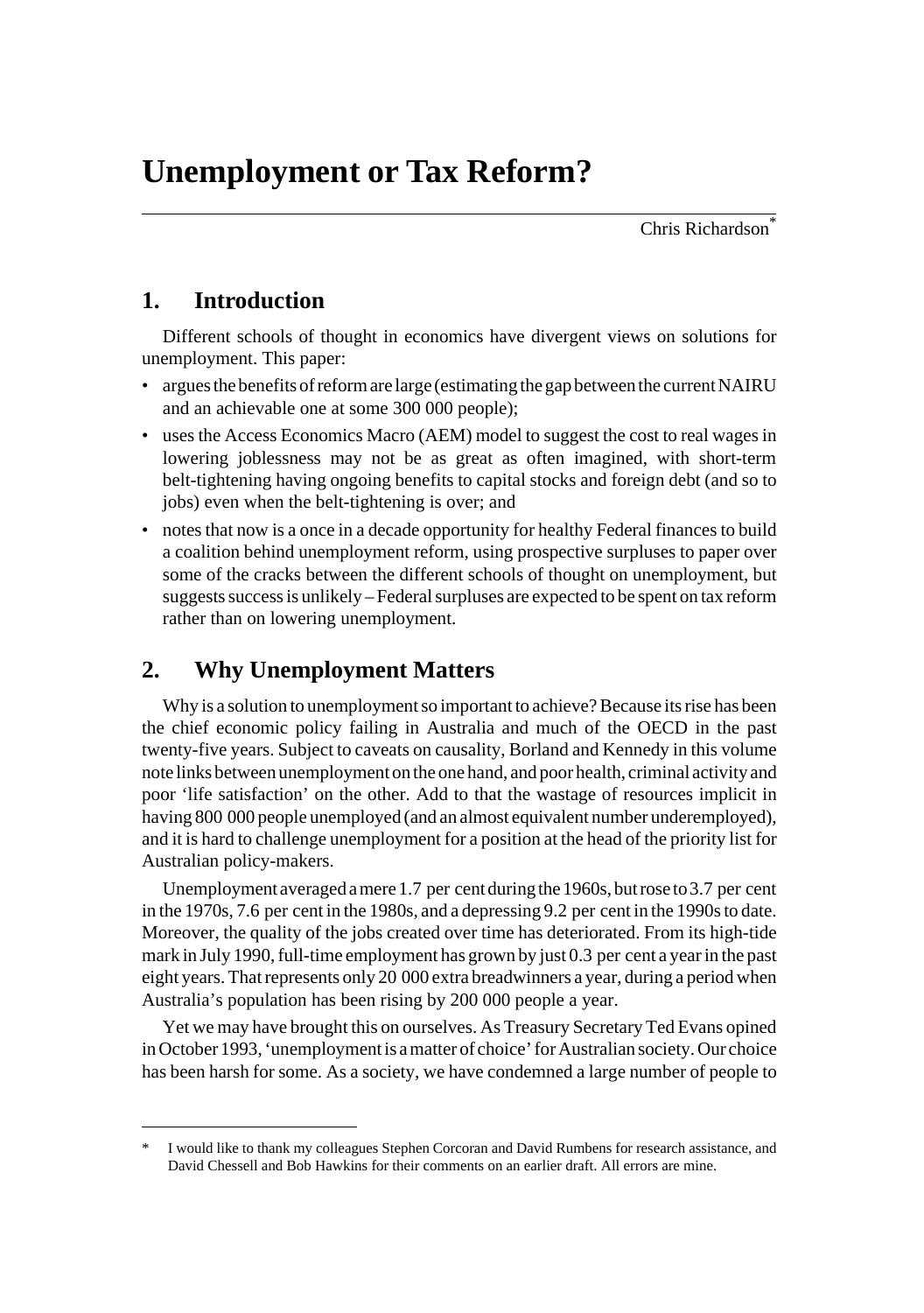# Unemployment or Tax Reform?

Chris Richardson*

## 1. Introduction

Different schools of thought in economics have divergent views on solutions for unemployment. This paper:

- argues the benefits of reform are large (estimating the gap between the current NAIRU and an achievable one at some 300 000 people);
- uses the Access Economics Macro (AEM) model to suggest the cost to real wages in lowering joblessness may not be as great as often imagined, with short-term belt-tightening having ongoing benefits to capital stocks and foreign debt (and so to jobs) even when the belt-tightening is over; and
- notes that now is a once in a decade opportunity for healthy Federal finances to build a coalition behind unemployment reform, using prospective surpluses to paper over some of the cracks between the different schools of thought on unemployment, but suggests success is unlikely – Federal surpluses are expected to be spent on tax reform rather than on lowering unemployment.

## 2. Why Unemployment Matters

Why is a solution to unemployment so important to achieve? Because its rise has been the chief economic policy failing in Australia and much of the OECD in the past twenty-five years. Subject to caveats on causality, Borland and Kennedy in this volume note links between unemployment on the one hand, and poor health, criminal activity and poor 'life satisfaction' on the other. Add to that the wastage of resources implicit in having 800 000 people unemployed (and an almost equivalent number underemployed), and it is hard to challenge unemployment for a position at the head of the priority list for Australian policy-makers.

Unemployment averaged a mere 1.7 per cent during the 1960s, but rose to 3.7 per cent in the 1970s, 7.6 per cent in the 1980s, and a depressing 9.2 per cent in the 1990s to date. Moreover, the quality of the jobs created over time has deteriorated. From its high-tide mark in July 1990, full-time employment has grown by just 0.3 per cent a year in the past eight years. That represents only 20 000 extra breadwinners a year, during a period when Australia's population has been rising by 200 000 people a year.

Yet we may have brought this on ourselves. As Treasury Secretary Ted Evans opined in October 1993, 'unemployment is a matter of choice' for Australian society. Our choice has been harsh for some. As a society, we have condemned a large number of people to

---

* I would like to thank my colleagues Stephen Corcoran and David Rumbens for research assistance, and David Chessell and Bob Hawkins for their comments on an earlier draft. All errors are mine.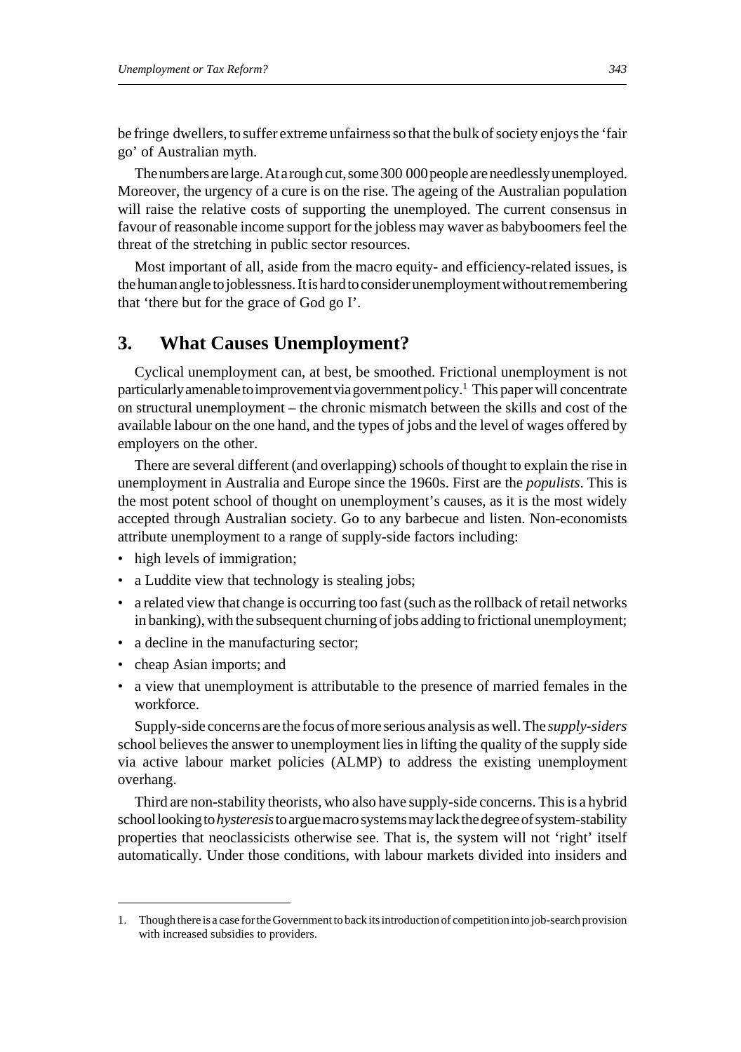be fringe dwellers, to suffer extreme unfairness so that the bulk of society enjoys the 'fair go' of Australian myth.

The numbers are large. At a rough cut, some 300 000 people are needlessly unemployed. Moreover, the urgency of a cure is on the rise. The ageing of the Australian population will raise the relative costs of supporting the unemployed. The current consensus in favour of reasonable income support for the jobless may waver as babyboomers feel the threat of the stretching in public sector resources.

Most important of all, aside from the macro equity- and efficiency-related issues, is the human angle to joblessness. It is hard to consider unemployment without remembering that 'there but for the grace of God go I'.

## 3. What Causes Unemployment?

Cyclical unemployment can, at best, be smoothed. Frictional unemployment is not particularly amenable to improvement via government policy.[1] This paper will concentrate on structural unemployment – the chronic mismatch between the skills and cost of the available labour on the one hand, and the types of jobs and the level of wages offered by employers on the other.

There are several different (and overlapping) schools of thought to explain the rise in unemployment in Australia and Europe since the 1960s. First are the *populists*. This is the most potent school of thought on unemployment's causes, as it is the most widely accepted through Australian society. Go to any barbecue and listen. Non-economists attribute unemployment to a range of supply-side factors including:

- high levels of immigration;
- a Luddite view that technology is stealing jobs;
- a related view that change is occurring too fast (such as the rollback of retail networks in banking), with the subsequent churning of jobs adding to frictional unemployment;
- a decline in the manufacturing sector;
- cheap Asian imports; and
- a view that unemployment is attributable to the presence of married females in the workforce.

Supply-side concerns are the focus of more serious analysis as well. The *supply-siders* school believes the answer to unemployment lies in lifting the quality of the supply side via active labour market policies (ALMP) to address the existing unemployment overhang.

Third are non-stability theorists, who also have supply-side concerns. This is a hybrid school looking to *hysteresis* to argue macro systems may lack the degree of system-stability properties that neoclassicists otherwise see. That is, the system will not 'right' itself automatically. Under those conditions, with labour markets divided into insiders and

---

1. Though there is a case for the Government to back its introduction of competition into job-search provision with increased subsidies to providers.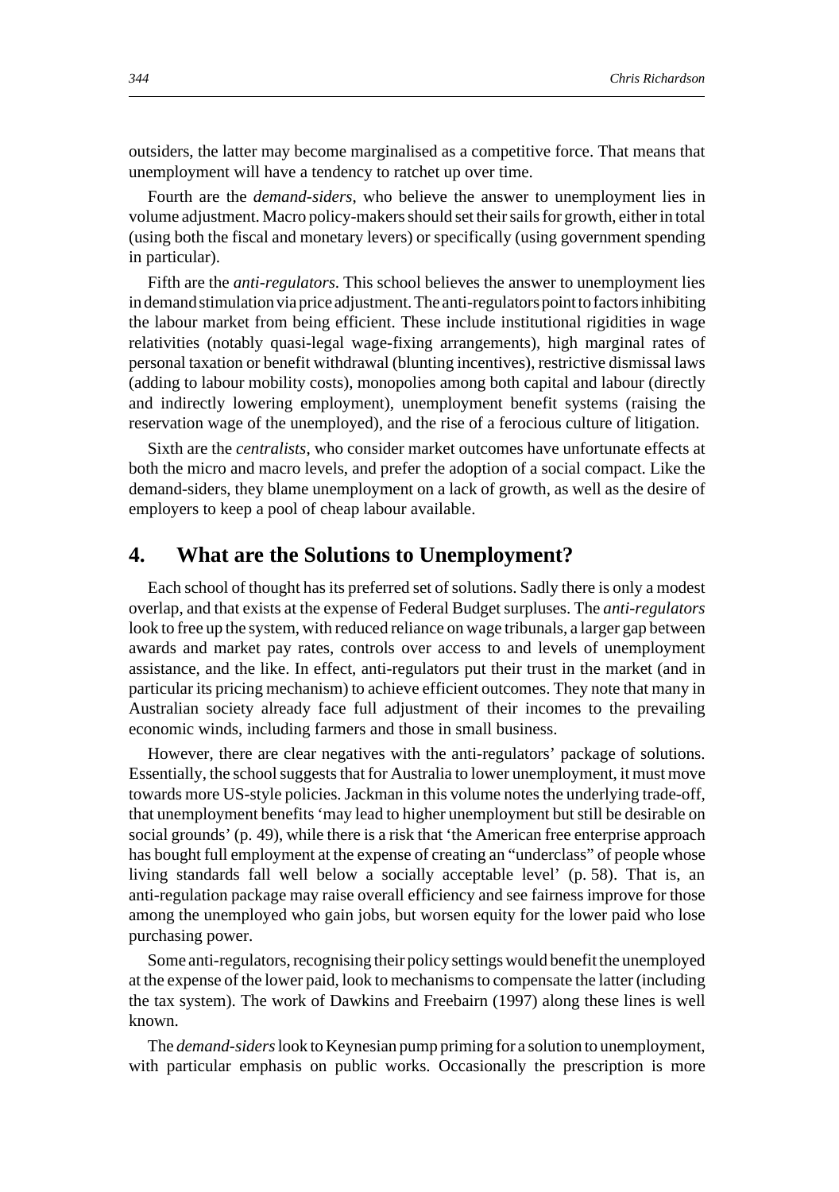outsiders, the latter may become marginalised as a competitive force. That means that unemployment will have a tendency to ratchet up over time.

Fourth are the *demand-siders*, who believe the answer to unemployment lies in volume adjustment. Macro policy-makers should set their sails for growth, either in total (using both the fiscal and monetary levers) or specifically (using government spending in particular).

Fifth are the *anti-regulators*. This school believes the answer to unemployment lies in demand stimulation via price adjustment. The anti-regulators point to factors inhibiting the labour market from being efficient. These include institutional rigidities in wage relativities (notably quasi-legal wage-fixing arrangements), high marginal rates of personal taxation or benefit withdrawal (blunting incentives), restrictive dismissal laws (adding to labour mobility costs), monopolies among both capital and labour (directly and indirectly lowering employment), unemployment benefit systems (raising the reservation wage of the unemployed), and the rise of a ferocious culture of litigation.

Sixth are the *centralists*, who consider market outcomes have unfortunate effects at both the micro and macro levels, and prefer the adoption of a social compact. Like the demand-siders, they blame unemployment on a lack of growth, as well as the desire of employers to keep a pool of cheap labour available.

## 4. What are the Solutions to Unemployment?

Each school of thought has its preferred set of solutions. Sadly there is only a modest overlap, and that exists at the expense of Federal Budget surpluses. The *anti-regulators* look to free up the system, with reduced reliance on wage tribunals, a larger gap between awards and market pay rates, controls over access to and levels of unemployment assistance, and the like. In effect, anti-regulators put their trust in the market (and in particular its pricing mechanism) to achieve efficient outcomes. They note that many in Australian society already face full adjustment of their incomes to the prevailing economic winds, including farmers and those in small business.

However, there are clear negatives with the anti-regulators' package of solutions. Essentially, the school suggests that for Australia to lower unemployment, it must move towards more US-style policies. Jackman in this volume notes the underlying trade-off, that unemployment benefits 'may lead to higher unemployment but still be desirable on social grounds' (p. 49), while there is a risk that 'the American free enterprise approach has bought full employment at the expense of creating an "underclass" of people whose living standards fall well below a socially acceptable level' (p. 58). That is, an anti-regulation package may raise overall efficiency and see fairness improve for those among the unemployed who gain jobs, but worsen equity for the lower paid who lose purchasing power.

Some anti-regulators, recognising their policy settings would benefit the unemployed at the expense of the lower paid, look to mechanisms to compensate the latter (including the tax system). The work of Dawkins and Freebairn (1997) along these lines is well known.

The *demand-siders* look to Keynesian pump priming for a solution to unemployment, with particular emphasis on public works. Occasionally the prescription is more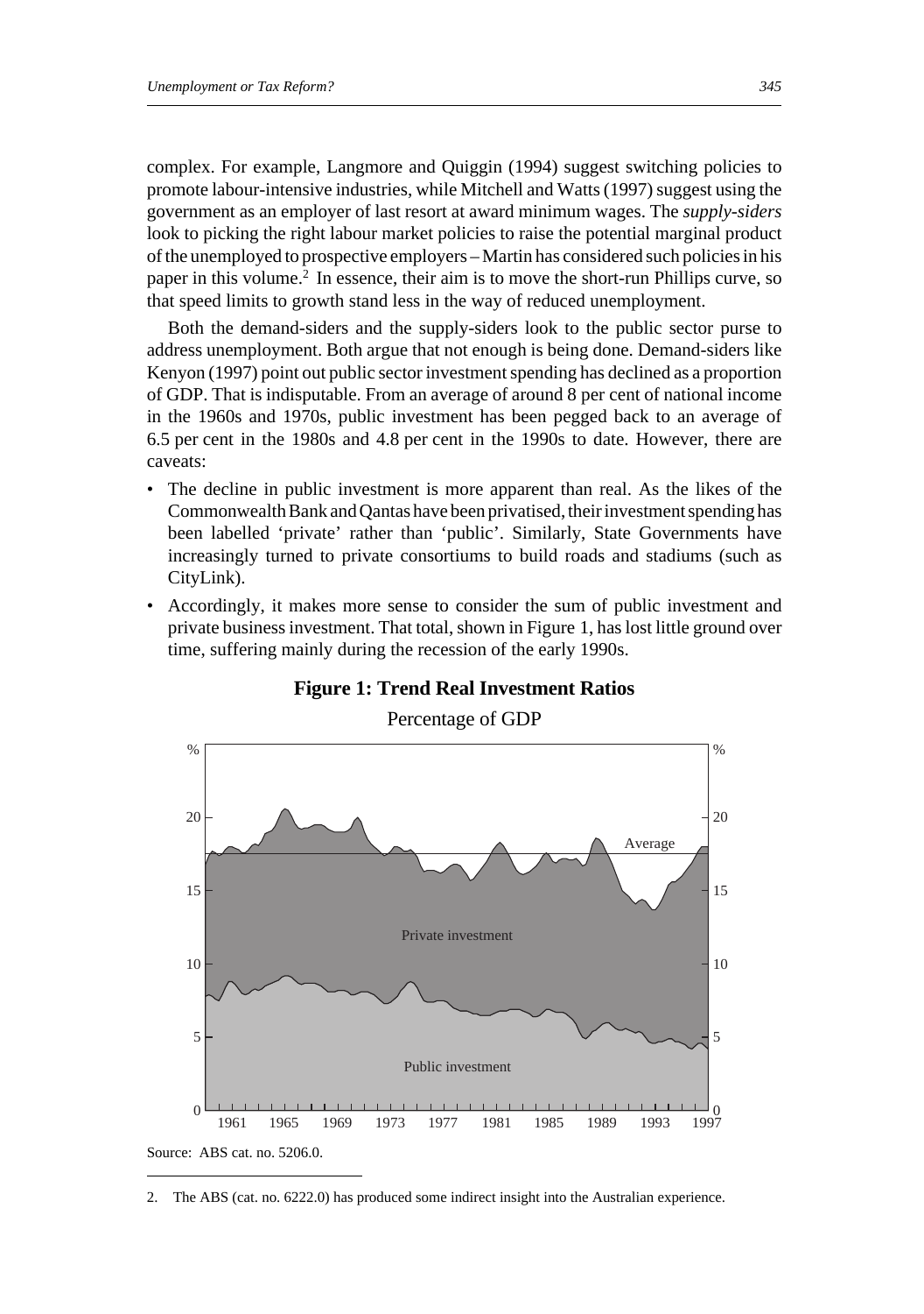complex. For example, Langmore and Quiggin (1994) suggest switching policies to promote labour-intensive industries, while Mitchell and Watts (1997) suggest using the government as an employer of last resort at award minimum wages. The *supply-siders* look to picking the right labour market policies to raise the potential marginal product of the unemployed to prospective employers – Martin has considered such policies in his paper in this volume.[2] In essence, their aim is to move the short-run Phillips curve, so that speed limits to growth stand less in the way of reduced unemployment.

Both the demand-siders and the supply-siders look to the public sector purse to address unemployment. Both argue that not enough is being done. Demand-siders like Kenyon (1997) point out public sector investment spending has declined as a proportion of GDP. That is indisputable. From an average of around 8 per cent of national income in the 1960s and 1970s, public investment has been pegged back to an average of 6.5 per cent in the 1980s and 4.8 per cent in the 1990s to date. However, there are caveats:

- The decline in public investment is more apparent than real. As the likes of the Commonwealth Bank and Qantas have been privatised, their investment spending has been labelled 'private' rather than 'public'. Similarly, State Governments have increasingly turned to private consortiums to build roads and stadiums (such as CityLink).
- Accordingly, it makes more sense to consider the sum of public investment and private business investment. That total, shown in Figure 1, has lost little ground over time, suffering mainly during the recession of the early 1990s.

**Figure 1: Trend Real Investment Ratios**

Percentage of GDP

Source: ABS cat. no. 5206.0.

2. The ABS (cat. no. 6222.0) has produced some indirect insight into the Australian experience.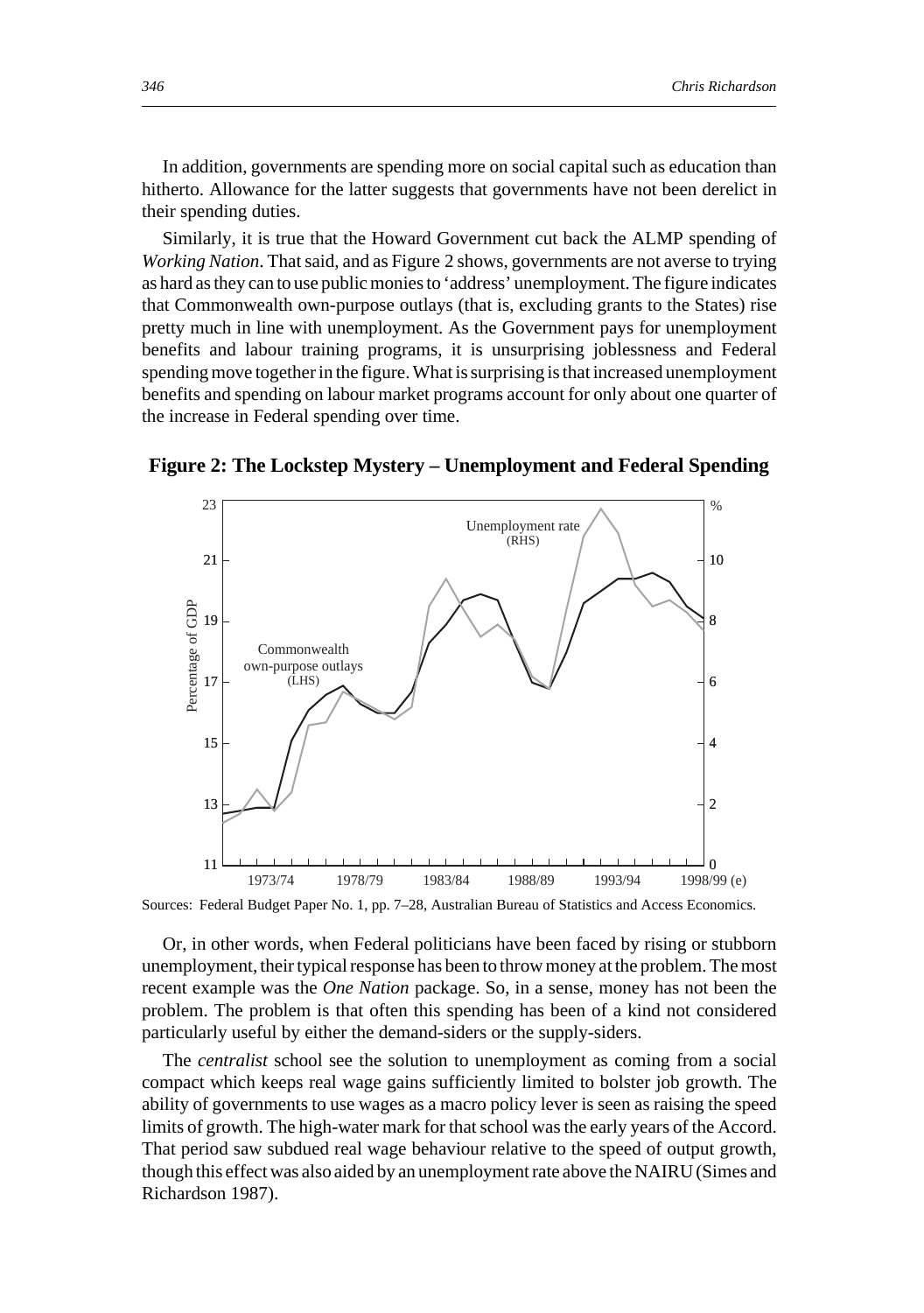In addition, governments are spending more on social capital such as education than hitherto. Allowance for the latter suggests that governments have not been derelict in their spending duties.

Similarly, it is true that the Howard Government cut back the ALMP spending of *Working Nation*. That said, and as Figure 2 shows, governments are not averse to trying as hard as they can to use public monies to 'address' unemployment. The figure indicates that Commonwealth own-purpose outlays (that is, excluding grants to the States) rise pretty much in line with unemployment. As the Government pays for unemployment benefits and labour training programs, it is unsurprising joblessness and Federal spending move together in the figure. What is surprising is that increased unemployment benefits and spending on labour market programs account for only about one quarter of the increase in Federal spending over time.

**Figure 2: The Lockstep Mystery – Unemployment and Federal Spending**

Sources: Federal Budget Paper No. 1, pp. 7–28, Australian Bureau of Statistics and Access Economics.

Or, in other words, when Federal politicians have been faced by rising or stubborn unemployment, their typical response has been to throw money at the problem. The most recent example was the *One Nation* package. So, in a sense, money has not been the problem. The problem is that often this spending has been of a kind not considered particularly useful by either the demand-siders or the supply-siders.

The *centralist* school see the solution to unemployment as coming from a social compact which keeps real wage gains sufficiently limited to bolster job growth. The ability of governments to use wages as a macro policy lever is seen as raising the speed limits of growth. The high-water mark for that school was the early years of the Accord. That period saw subdued real wage behaviour relative to the speed of output growth, though this effect was also aided by an unemployment rate above the NAIRU (Simes and Richardson 1987).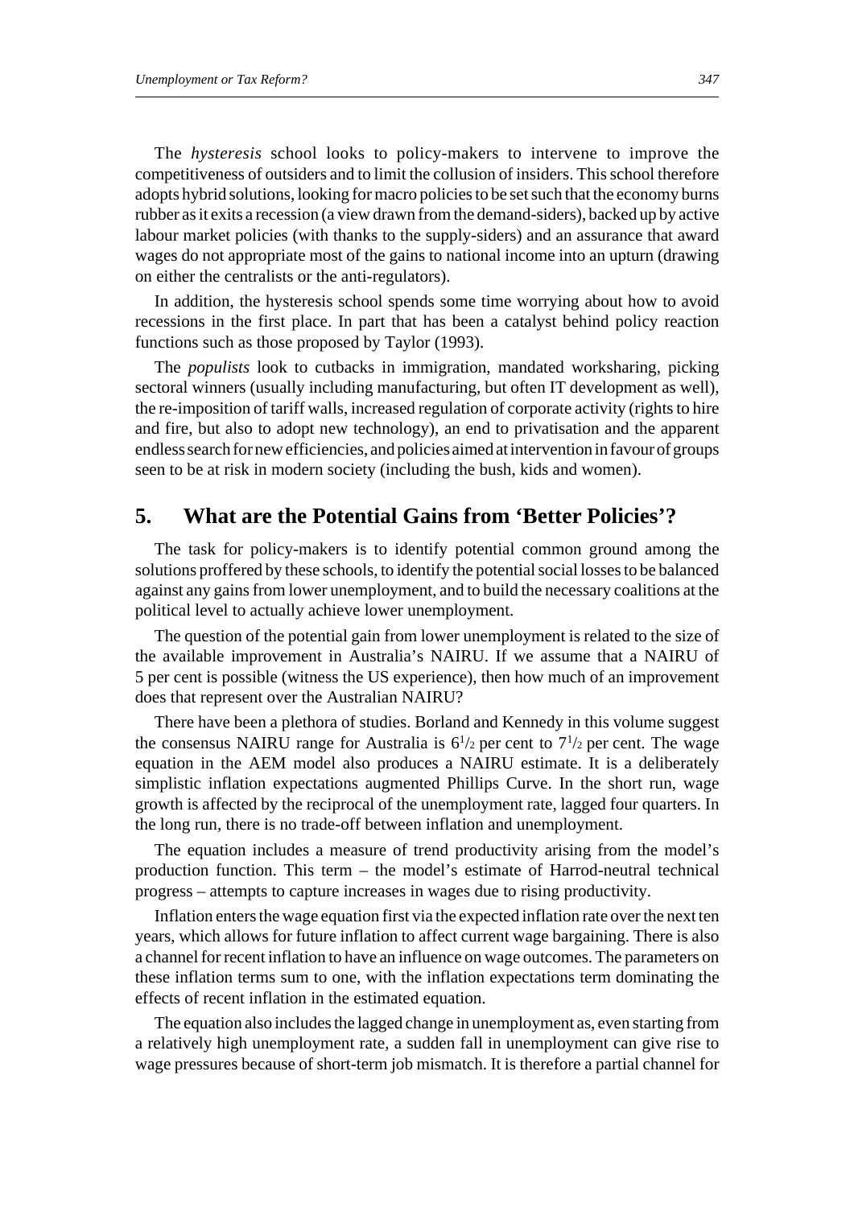The *hysteresis* school looks to policy-makers to intervene to improve the competitiveness of outsiders and to limit the collusion of insiders. This school therefore adopts hybrid solutions, looking for macro policies to be set such that the economy burns rubber as it exits a recession (a view drawn from the demand-siders), backed up by active labour market policies (with thanks to the supply-siders) and an assurance that award wages do not appropriate most of the gains to national income into an upturn (drawing on either the centralists or the anti-regulators).

In addition, the hysteresis school spends some time worrying about how to avoid recessions in the first place. In part that has been a catalyst behind policy reaction functions such as those proposed by Taylor (1993).

The *populists* look to cutbacks in immigration, mandated worksharing, picking sectoral winners (usually including manufacturing, but often IT development as well), the re-imposition of tariff walls, increased regulation of corporate activity (rights to hire and fire, but also to adopt new technology), an end to privatisation and the apparent endless search for new efficiencies, and policies aimed at intervention in favour of groups seen to be at risk in modern society (including the bush, kids and women).

## 5. What are the Potential Gains from 'Better Policies'?

The task for policy-makers is to identify potential common ground among the solutions proffered by these schools, to identify the potential social losses to be balanced against any gains from lower unemployment, and to build the necessary coalitions at the political level to actually achieve lower unemployment.

The question of the potential gain from lower unemployment is related to the size of the available improvement in Australia's NAIRU. If we assume that a NAIRU of 5 per cent is possible (witness the US experience), then how much of an improvement does that represent over the Australian NAIRU?

There have been a plethora of studies. Borland and Kennedy in this volume suggest the consensus NAIRU range for Australia is $6^1/_2$ per cent to $7^1/_2$ per cent. The wage equation in the AEM model also produces a NAIRU estimate. It is a deliberately simplistic inflation expectations augmented Phillips Curve. In the short run, wage growth is affected by the reciprocal of the unemployment rate, lagged four quarters. In the long run, there is no trade-off between inflation and unemployment.

The equation includes a measure of trend productivity arising from the model's production function. This term – the model's estimate of Harrod-neutral technical progress – attempts to capture increases in wages due to rising productivity.

Inflation enters the wage equation first via the expected inflation rate over the next ten years, which allows for future inflation to affect current wage bargaining. There is also a channel for recent inflation to have an influence on wage outcomes. The parameters on these inflation terms sum to one, with the inflation expectations term dominating the effects of recent inflation in the estimated equation.

The equation also includes the lagged change in unemployment as, even starting from a relatively high unemployment rate, a sudden fall in unemployment can give rise to wage pressures because of short-term job mismatch. It is therefore a partial channel for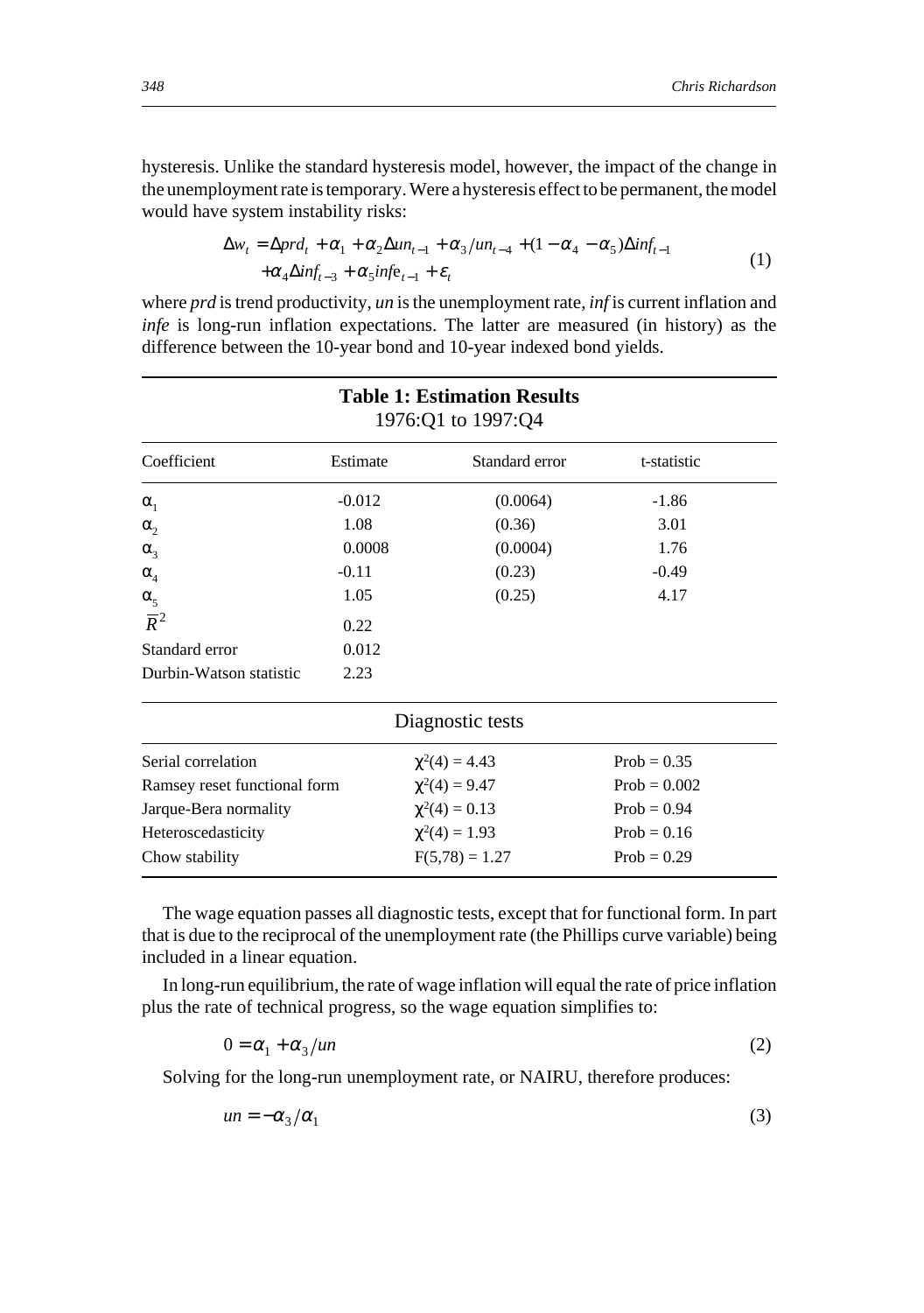hysteresis. Unlike the standard hysteresis model, however, the impact of the change in the unemployment rate is temporary. Were a hysteresis effect to be permanent, the model would have system instability risks:

$$
\begin{aligned}
\Delta w_t = \Delta prd_t + \alpha_1 + \alpha_2 \Delta un_{t-1} + \alpha_3 / un_{t-4} + (1 - \alpha_4 - \alpha_5)\Delta inf_{t-1} \\
+ \alpha_4 \Delta inf_{t-3} + \alpha_5 infe_{t-1} + \varepsilon_t
\end{aligned}
\tag{1}
$$

where *prd* is trend productivity, *un* is the unemployment rate, *inf* is current inflation and *infe* is long-run inflation expectations. The latter are measured (in history) as the difference between the 10-year bond and 10-year indexed bond yields.

**Table 1: Estimation Results**
1976:Q1 to 1997:Q4

| Coefficient | Estimate | Standard error | t-statistic |
|---|---|---|---|
| $\alpha_1$ | -0.012 | (0.0064) | -1.86 |
| $\alpha_2$ | 1.08 | (0.36) | 3.01 |
| $\alpha_3$ | 0.0008 | (0.0004) | 1.76 |
| $\alpha_4$ | -0.11 | (0.23) | -0.49 |
| $\alpha_5$ | 1.05 | (0.25) | 4.17 |
| $\bar{R}^2$ | 0.22 | | |
| Standard error | 0.012 | | |
| Durbin-Watson statistic | 2.23 | | |

Diagnostic tests

| Test | Statistic | Probability |
|---|---|---|
| Serial correlation | $\chi^2(4) = 4.43$ | Prob = 0.35 |
| Ramsey reset functional form | $\chi^2(4) = 9.47$ | Prob = 0.002 |
| Jarque-Bera normality | $\chi^2(4) = 0.13$ | Prob = 0.94 |
| Heteroscedasticity | $\chi^2(4) = 1.93$ | Prob = 0.16 |
| Chow stability | $F(5,78) = 1.27$ | Prob = 0.29 |

The wage equation passes all diagnostic tests, except that for functional form. In part that is due to the reciprocal of the unemployment rate (the Phillips curve variable) being included in a linear equation.

In long-run equilibrium, the rate of wage inflation will equal the rate of price inflation plus the rate of technical progress, so the wage equation simplifies to:

$$
0 = \alpha_1 + \alpha_3 / un \tag{2}
$$

Solving for the long-run unemployment rate, or NAIRU, therefore produces:

$$
un = -\alpha_3 / \alpha_1 \tag{3}
$$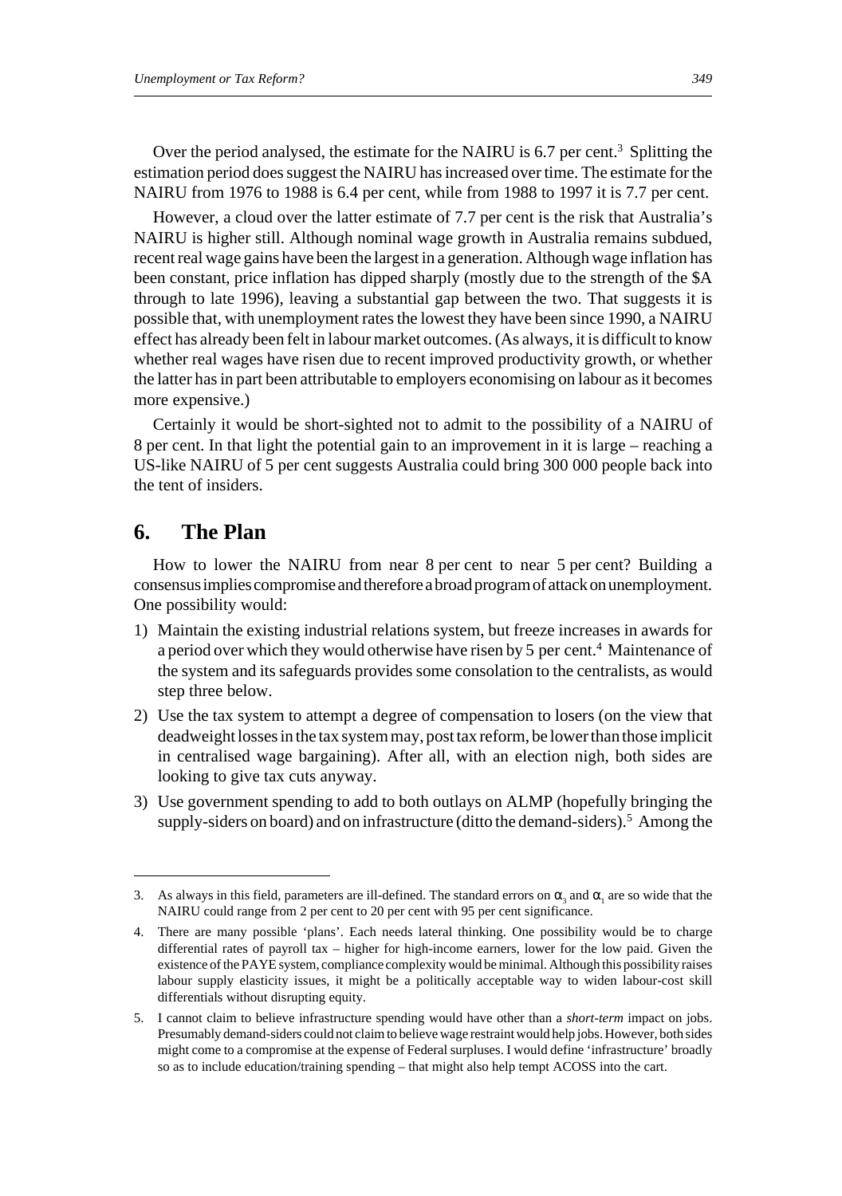Over the period analysed, the estimate for the NAIRU is 6.7 per cent.[3] Splitting the estimation period does suggest the NAIRU has increased over time. The estimate for the NAIRU from 1976 to 1988 is 6.4 per cent, while from 1988 to 1997 it is 7.7 per cent.

However, a cloud over the latter estimate of 7.7 per cent is the risk that Australia's NAIRU is higher still. Although nominal wage growth in Australia remains subdued, recent real wage gains have been the largest in a generation. Although wage inflation has been constant, price inflation has dipped sharply (mostly due to the strength of the $A through to late 1996), leaving a substantial gap between the two. That suggests it is possible that, with unemployment rates the lowest they have been since 1990, a NAIRU effect has already been felt in labour market outcomes. (As always, it is difficult to know whether real wages have risen due to recent improved productivity growth, or whether the latter has in part been attributable to employers economising on labour as it becomes more expensive.)

Certainly it would be short-sighted not to admit to the possibility of a NAIRU of 8 per cent. In that light the potential gain to an improvement in it is large – reaching a US-like NAIRU of 5 per cent suggests Australia could bring 300 000 people back into the tent of insiders.

## 6. The Plan

How to lower the NAIRU from near 8 per cent to near 5 per cent? Building a consensus implies compromise and therefore a broad program of attack on unemployment. One possibility would:

1) Maintain the existing industrial relations system, but freeze increases in awards for a period over which they would otherwise have risen by 5 per cent.[4] Maintenance of the system and its safeguards provides some consolation to the centralists, as would step three below.
2) Use the tax system to attempt a degree of compensation to losers (on the view that deadweight losses in the tax system may, post tax reform, be lower than those implicit in centralised wage bargaining). After all, with an election nigh, both sides are looking to give tax cuts anyway.
3) Use government spending to add to both outlays on ALMP (hopefully bringing the supply-siders on board) and on infrastructure (ditto the demand-siders).[5] Among the

---

3. As always in this field, parameters are ill-defined. The standard errors on $\alpha_3$ and $\alpha_1$ are so wide that the NAIRU could range from 2 per cent to 20 per cent with 95 per cent significance.

4. There are many possible 'plans'. Each needs lateral thinking. One possibility would be to charge differential rates of payroll tax – higher for high-income earners, lower for the low paid. Given the existence of the PAYE system, compliance complexity would be minimal. Although this possibility raises labour supply elasticity issues, it might be a politically acceptable way to widen labour-cost skill differentials without disrupting equity.

5. I cannot claim to believe infrastructure spending would have other than a *short-term* impact on jobs. Presumably demand-siders could not claim to believe wage restraint would help jobs. However, both sides might come to a compromise at the expense of Federal surpluses. I would define 'infrastructure' broadly so as to include education/training spending – that might also help tempt ACOSS into the cart.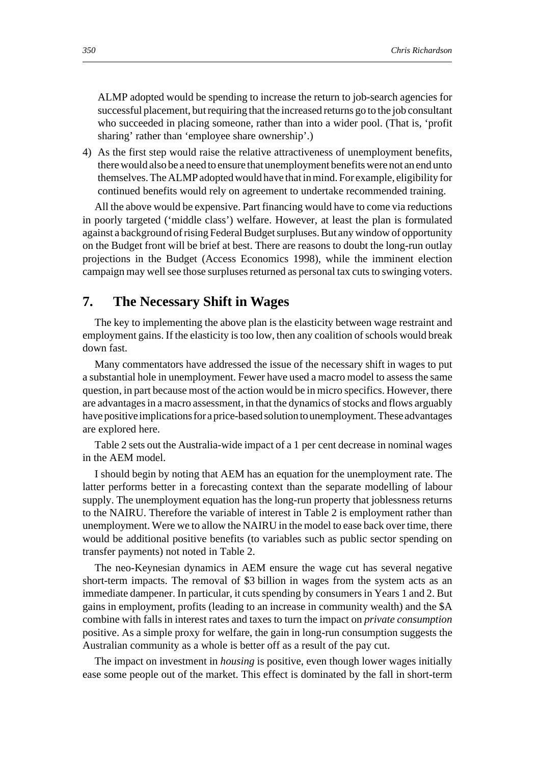ALMP adopted would be spending to increase the return to job-search agencies for successful placement, but requiring that the increased returns go to the job consultant who succeeded in placing someone, rather than into a wider pool. (That is, 'profit sharing' rather than 'employee share ownership'.)

4) As the first step would raise the relative attractiveness of unemployment benefits, there would also be a need to ensure that unemployment benefits were not an end unto themselves. The ALMP adopted would have that in mind. For example, eligibility for continued benefits would rely on agreement to undertake recommended training.

All the above would be expensive. Part financing would have to come via reductions in poorly targeted ('middle class') welfare. However, at least the plan is formulated against a background of rising Federal Budget surpluses. But any window of opportunity on the Budget front will be brief at best. There are reasons to doubt the long-run outlay projections in the Budget (Access Economics 1998), while the imminent election campaign may well see those surpluses returned as personal tax cuts to swinging voters.

## 7. The Necessary Shift in Wages

The key to implementing the above plan is the elasticity between wage restraint and employment gains. If the elasticity is too low, then any coalition of schools would break down fast.

Many commentators have addressed the issue of the necessary shift in wages to put a substantial hole in unemployment. Fewer have used a macro model to assess the same question, in part because most of the action would be in micro specifics. However, there are advantages in a macro assessment, in that the dynamics of stocks and flows arguably have positive implications for a price-based solution to unemployment. These advantages are explored here.

Table 2 sets out the Australia-wide impact of a 1 per cent decrease in nominal wages in the AEM model.

I should begin by noting that AEM has an equation for the unemployment rate. The latter performs better in a forecasting context than the separate modelling of labour supply. The unemployment equation has the long-run property that joblessness returns to the NAIRU. Therefore the variable of interest in Table 2 is employment rather than unemployment. Were we to allow the NAIRU in the model to ease back over time, there would be additional positive benefits (to variables such as public sector spending on transfer payments) not noted in Table 2.

The neo-Keynesian dynamics in AEM ensure the wage cut has several negative short-term impacts. The removal of \$3 billion in wages from the system acts as an immediate dampener. In particular, it cuts spending by consumers in Years 1 and 2. But gains in employment, profits (leading to an increase in community wealth) and the \$A combine with falls in interest rates and taxes to turn the impact on *private consumption* positive. As a simple proxy for welfare, the gain in long-run consumption suggests the Australian community as a whole is better off as a result of the pay cut.

The impact on investment in *housing* is positive, even though lower wages initially ease some people out of the market. This effect is dominated by the fall in short-term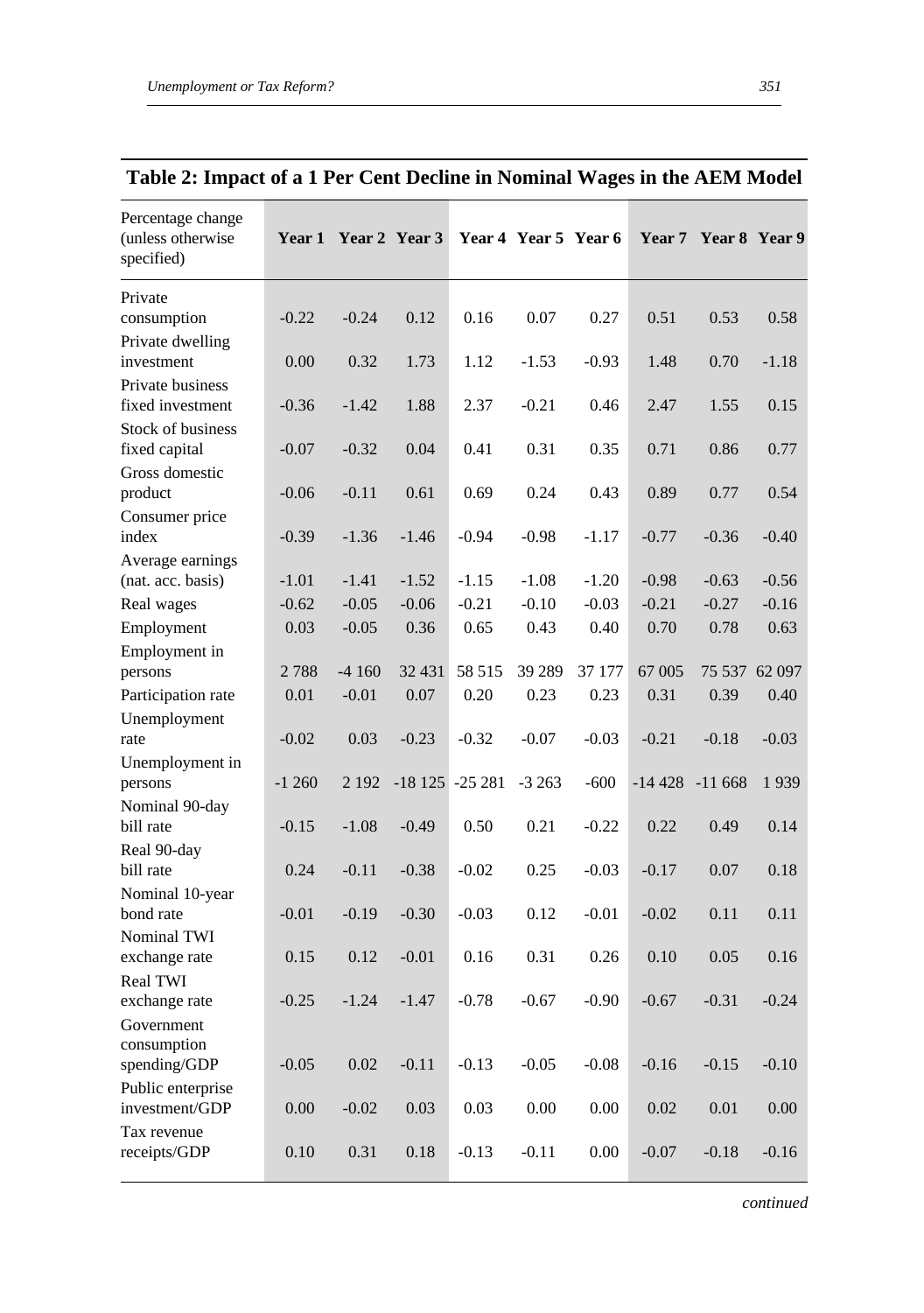## Table 2: Impact of a 1 Per Cent Decline in Nominal Wages in the AEM Model

| Percentage change (unless otherwise specified) | Year 1 | Year 2 | Year 3 | Year 4 | Year 5 | Year 6 | Year 7 | Year 8 | Year 9 |
|---|---|---|---|---|---|---|---|---|---|
| Private consumption | -0.22 | -0.24 | 0.12 | 0.16 | 0.07 | 0.27 | 0.51 | 0.53 | 0.58 |
| Private dwelling investment | 0.00 | 0.32 | 1.73 | 1.12 | -1.53 | -0.93 | 1.48 | 0.70 | -1.18 |
| Private business fixed investment | -0.36 | -1.42 | 1.88 | 2.37 | -0.21 | 0.46 | 2.47 | 1.55 | 0.15 |
| Stock of business fixed capital | -0.07 | -0.32 | 0.04 | 0.41 | 0.31 | 0.35 | 0.71 | 0.86 | 0.77 |
| Gross domestic product | -0.06 | -0.11 | 0.61 | 0.69 | 0.24 | 0.43 | 0.89 | 0.77 | 0.54 |
| Consumer price index | -0.39 | -1.36 | -1.46 | -0.94 | -0.98 | -1.17 | -0.77 | -0.36 | -0.40 |
| Average earnings (nat. acc. basis) | -1.01 | -1.41 | -1.52 | -1.15 | -1.08 | -1.20 | -0.98 | -0.63 | -0.56 |
| Real wages | -0.62 | -0.05 | -0.06 | -0.21 | -0.10 | -0.03 | -0.21 | -0.27 | -0.16 |
| Employment | 0.03 | -0.05 | 0.36 | 0.65 | 0.43 | 0.40 | 0.70 | 0.78 | 0.63 |
| Employment in persons | 2 788 | -4 160 | 32 431 | 58 515 | 39 289 | 37 177 | 67 005 | 75 537 | 62 097 |
| Participation rate | 0.01 | -0.01 | 0.07 | 0.20 | 0.23 | 0.23 | 0.31 | 0.39 | 0.40 |
| Unemployment rate | -0.02 | 0.03 | -0.23 | -0.32 | -0.07 | -0.03 | -0.21 | -0.18 | -0.03 |
| Unemployment in persons | -1 260 | 2 192 | -18 125 | -25 281 | -3 263 | -600 | -14 428 | -11 668 | 1 939 |
| Nominal 90-day bill rate | -0.15 | -1.08 | -0.49 | 0.50 | 0.21 | -0.22 | 0.22 | 0.49 | 0.14 |
| Real 90-day bill rate | 0.24 | -0.11 | -0.38 | -0.02 | 0.25 | -0.03 | -0.17 | 0.07 | 0.18 |
| Nominal 10-year bond rate | -0.01 | -0.19 | -0.30 | -0.03 | 0.12 | -0.01 | -0.02 | 0.11 | 0.11 |
| Nominal TWI exchange rate | 0.15 | 0.12 | -0.01 | 0.16 | 0.31 | 0.26 | 0.10 | 0.05 | 0.16 |
| Real TWI exchange rate | -0.25 | -1.24 | -1.47 | -0.78 | -0.67 | -0.90 | -0.67 | -0.31 | -0.24 |
| Government consumption spending/GDP | -0.05 | 0.02 | -0.11 | -0.13 | -0.05 | -0.08 | -0.16 | -0.15 | -0.10 |
| Public enterprise investment/GDP | 0.00 | -0.02 | 0.03 | 0.03 | 0.00 | 0.00 | 0.02 | 0.01 | 0.00 |
| Tax revenue receipts/GDP | 0.10 | 0.31 | 0.18 | -0.13 | -0.11 | 0.00 | -0.07 | -0.18 | -0.16 |

*continued*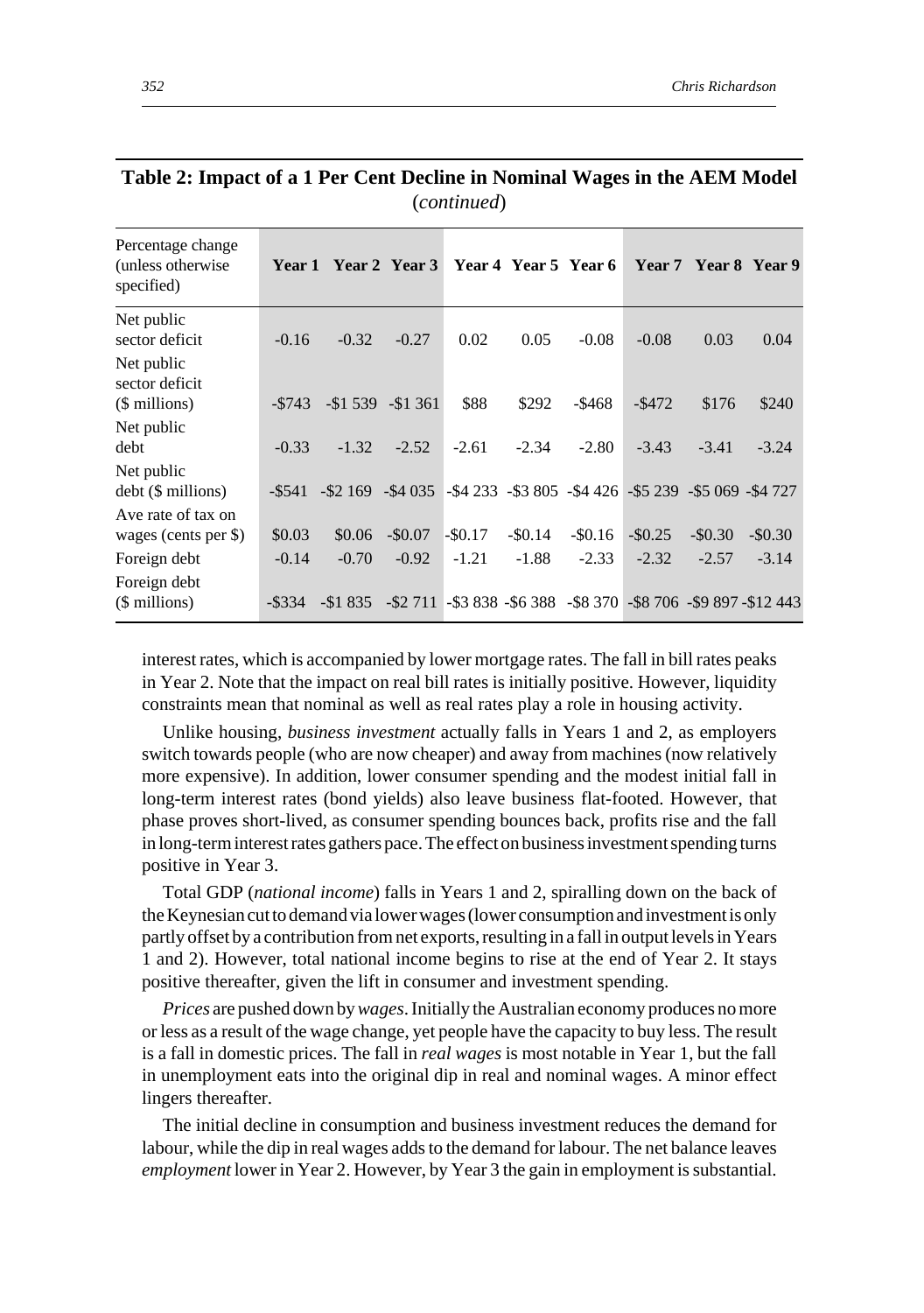**Table 2: Impact of a 1 Per Cent Decline in Nominal Wages in the AEM Model** (*continued*)

| Percentage change (unless otherwise specified) | Year 1 | Year 2 | Year 3 | Year 4 | Year 5 | Year 6 | Year 7 | Year 8 | Year 9 |
|---|---|---|---|---|---|---|---|---|---|
| Net public sector deficit | -0.16 | -0.32 | -0.27 | 0.02 | 0.05 | -0.08 | -0.08 | 0.03 | 0.04 |
| Net public sector deficit ($ millions) | -$743 | -$1 539 | -$1 361 | $88 | $292 | -$468 | -$472 | $176 | $240 |
| Net public debt | -0.33 | -1.32 | -2.52 | -2.61 | -2.34 | -2.80 | -3.43 | -3.41 | -3.24 |
| Net public debt ($ millions) | -$541 | -$2 169 | -$4 035 | -$4 233 | -$3 805 | -$4 426 | -$5 239 | -$5 069 | -$4 727 |
| Ave rate of tax on wages (cents per $) | $0.03 | $0.06 | -$0.07 | -$0.17 | -$0.14 | -$0.16 | -$0.25 | -$0.30 | -$0.30 |
| Foreign debt | -0.14 | -0.70 | -0.92 | -1.21 | -1.88 | -2.33 | -2.32 | -2.57 | -3.14 |
| Foreign debt ($ millions) | -$334 | -$1 835 | -$2 711 | -$3 838 | -$6 388 | -$8 370 | -$8 706 | -$9 897 | -$12 443 |

interest rates, which is accompanied by lower mortgage rates. The fall in bill rates peaks in Year 2. Note that the impact on real bill rates is initially positive. However, liquidity constraints mean that nominal as well as real rates play a role in housing activity.

Unlike housing, *business investment* actually falls in Years 1 and 2, as employers switch towards people (who are now cheaper) and away from machines (now relatively more expensive). In addition, lower consumer spending and the modest initial fall in long-term interest rates (bond yields) also leave business flat-footed. However, that phase proves short-lived, as consumer spending bounces back, profits rise and the fall in long-term interest rates gathers pace. The effect on business investment spending turns positive in Year 3.

Total GDP (*national income*) falls in Years 1 and 2, spiralling down on the back of the Keynesian cut to demand via lower wages (lower consumption and investment is only partly offset by a contribution from net exports, resulting in a fall in output levels in Years 1 and 2). However, total national income begins to rise at the end of Year 2. It stays positive thereafter, given the lift in consumer and investment spending.

*Prices* are pushed down by *wages*. Initially the Australian economy produces no more or less as a result of the wage change, yet people have the capacity to buy less. The result is a fall in domestic prices. The fall in *real wages* is most notable in Year 1, but the fall in unemployment eats into the original dip in real and nominal wages. A minor effect lingers thereafter.

The initial decline in consumption and business investment reduces the demand for labour, while the dip in real wages adds to the demand for labour. The net balance leaves *employment* lower in Year 2. However, by Year 3 the gain in employment is substantial.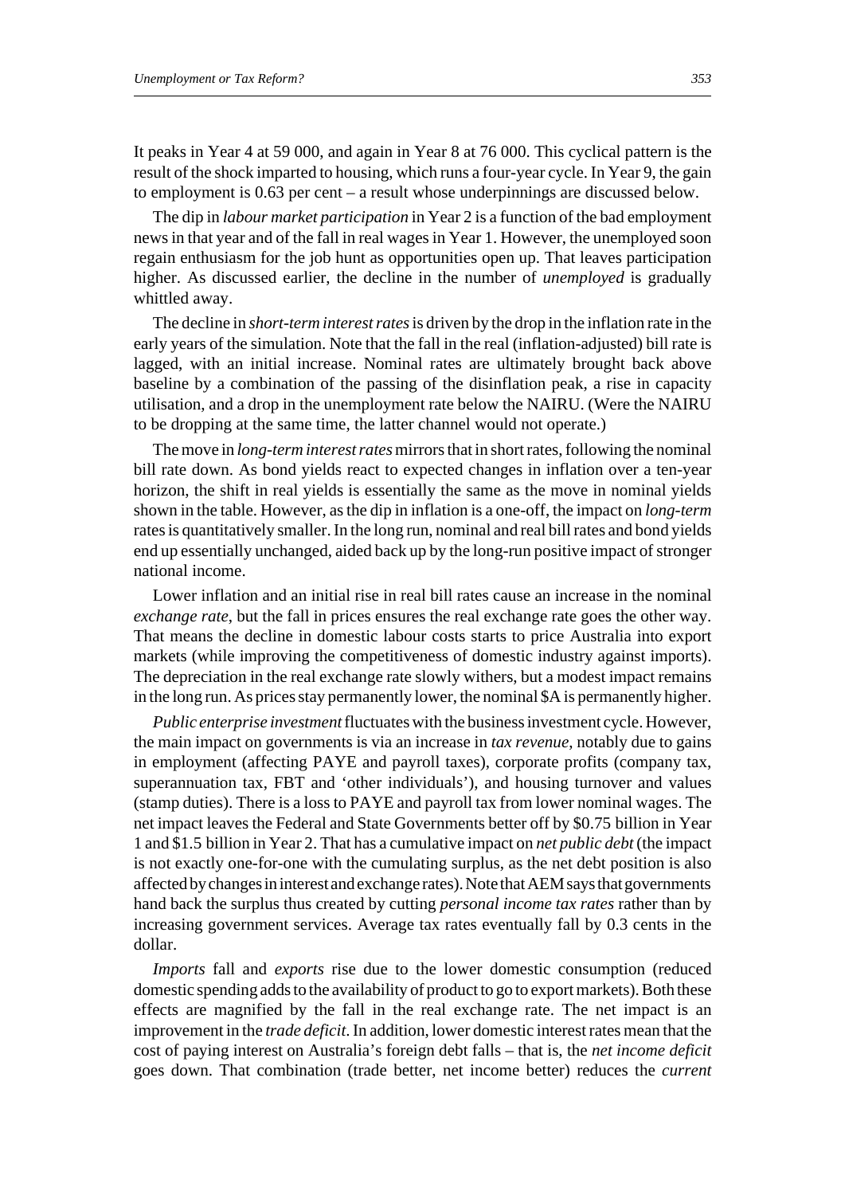It peaks in Year 4 at 59 000, and again in Year 8 at 76 000. This cyclical pattern is the result of the shock imparted to housing, which runs a four-year cycle. In Year 9, the gain to employment is 0.63 per cent – a result whose underpinnings are discussed below.

The dip in *labour market participation* in Year 2 is a function of the bad employment news in that year and of the fall in real wages in Year 1. However, the unemployed soon regain enthusiasm for the job hunt as opportunities open up. That leaves participation higher. As discussed earlier, the decline in the number of *unemployed* is gradually whittled away.

The decline in *short-term interest rates* is driven by the drop in the inflation rate in the early years of the simulation. Note that the fall in the real (inflation-adjusted) bill rate is lagged, with an initial increase. Nominal rates are ultimately brought back above baseline by a combination of the passing of the disinflation peak, a rise in capacity utilisation, and a drop in the unemployment rate below the NAIRU. (Were the NAIRU to be dropping at the same time, the latter channel would not operate.)

The move in *long-term interest rates* mirrors that in short rates, following the nominal bill rate down. As bond yields react to expected changes in inflation over a ten-year horizon, the shift in real yields is essentially the same as the move in nominal yields shown in the table. However, as the dip in inflation is a one-off, the impact on *long-term* rates is quantitatively smaller. In the long run, nominal and real bill rates and bond yields end up essentially unchanged, aided back up by the long-run positive impact of stronger national income.

Lower inflation and an initial rise in real bill rates cause an increase in the nominal *exchange rate*, but the fall in prices ensures the real exchange rate goes the other way. That means the decline in domestic labour costs starts to price Australia into export markets (while improving the competitiveness of domestic industry against imports). The depreciation in the real exchange rate slowly withers, but a modest impact remains in the long run. As prices stay permanently lower, the nominal $A is permanently higher.

*Public enterprise investment* fluctuates with the business investment cycle. However, the main impact on governments is via an increase in *tax revenue*, notably due to gains in employment (affecting PAYE and payroll taxes), corporate profits (company tax, superannuation tax, FBT and 'other individuals'), and housing turnover and values (stamp duties). There is a loss to PAYE and payroll tax from lower nominal wages. The net impact leaves the Federal and State Governments better off by $0.75 billion in Year 1 and $1.5 billion in Year 2. That has a cumulative impact on *net public debt* (the impact is not exactly one-for-one with the cumulating surplus, as the net debt position is also affected by changes in interest and exchange rates). Note that AEM says that governments hand back the surplus thus created by cutting *personal income tax rates* rather than by increasing government services. Average tax rates eventually fall by 0.3 cents in the dollar.

*Imports* fall and *exports* rise due to the lower domestic consumption (reduced domestic spending adds to the availability of product to go to export markets). Both these effects are magnified by the fall in the real exchange rate. The net impact is an improvement in the *trade deficit*. In addition, lower domestic interest rates mean that the cost of paying interest on Australia's foreign debt falls – that is, the *net income deficit* goes down. That combination (trade better, net income better) reduces the *current*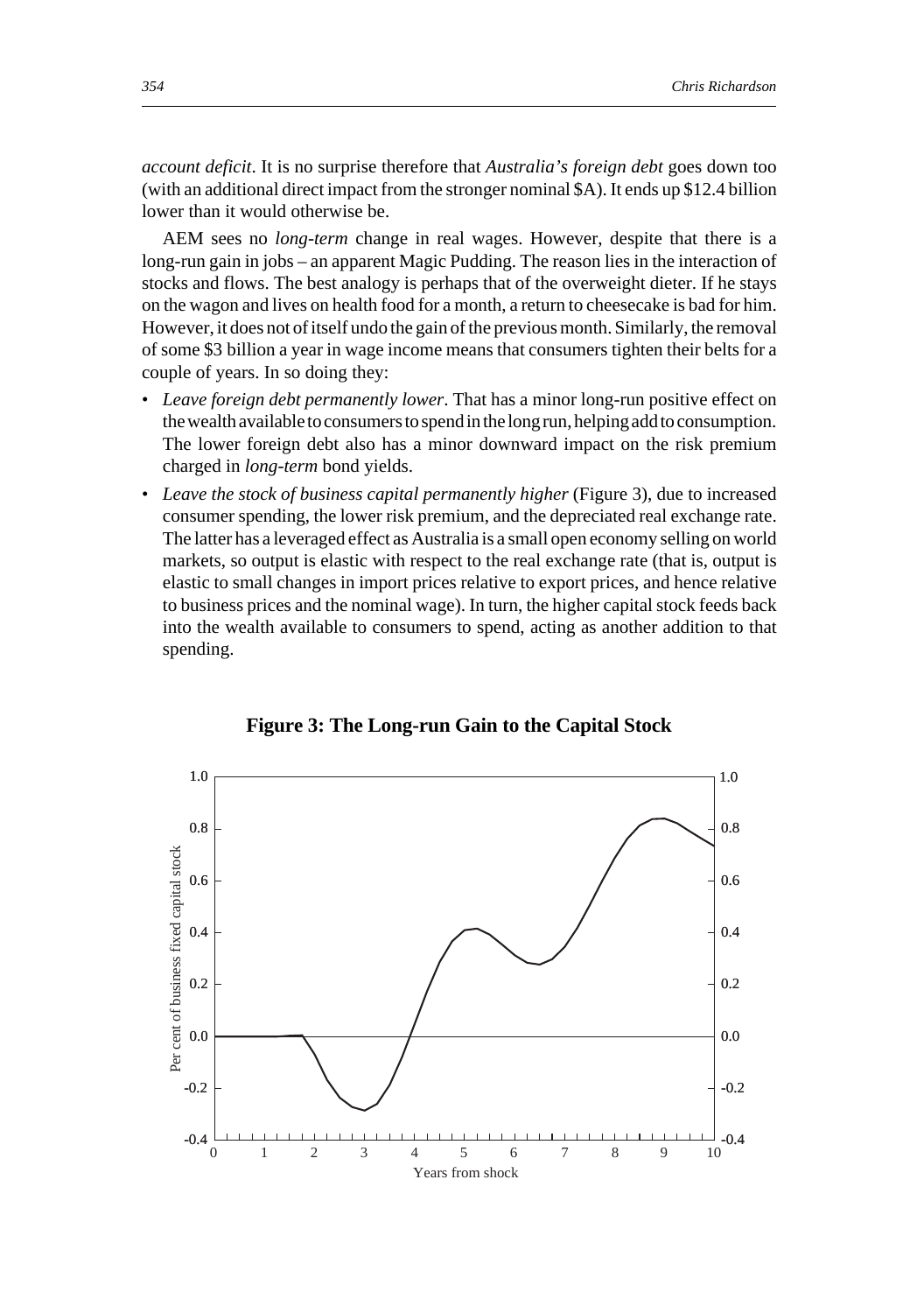*account deficit*. It is no surprise therefore that *Australia's foreign debt* goes down too (with an additional direct impact from the stronger nominal $A). It ends up $12.4 billion lower than it would otherwise be.

AEM sees no *long-term* change in real wages. However, despite that there is a long-run gain in jobs – an apparent Magic Pudding. The reason lies in the interaction of stocks and flows. The best analogy is perhaps that of the overweight dieter. If he stays on the wagon and lives on health food for a month, a return to cheesecake is bad for him. However, it does not of itself undo the gain of the previous month. Similarly, the removal of some $3 billion a year in wage income means that consumers tighten their belts for a couple of years. In so doing they:

- *Leave foreign debt permanently lower*. That has a minor long-run positive effect on the wealth available to consumers to spend in the long run, helping add to consumption. The lower foreign debt also has a minor downward impact on the risk premium charged in *long-term* bond yields.
- *Leave the stock of business capital permanently higher* (Figure 3), due to increased consumer spending, the lower risk premium, and the depreciated real exchange rate. The latter has a leveraged effect as Australia is a small open economy selling on world markets, so output is elastic with respect to the real exchange rate (that is, output is elastic to small changes in import prices relative to export prices, and hence relative to business prices and the nominal wage). In turn, the higher capital stock feeds back into the wealth available to consumers to spend, acting as another addition to that spending.

**Figure 3: The Long-run Gain to the Capital Stock**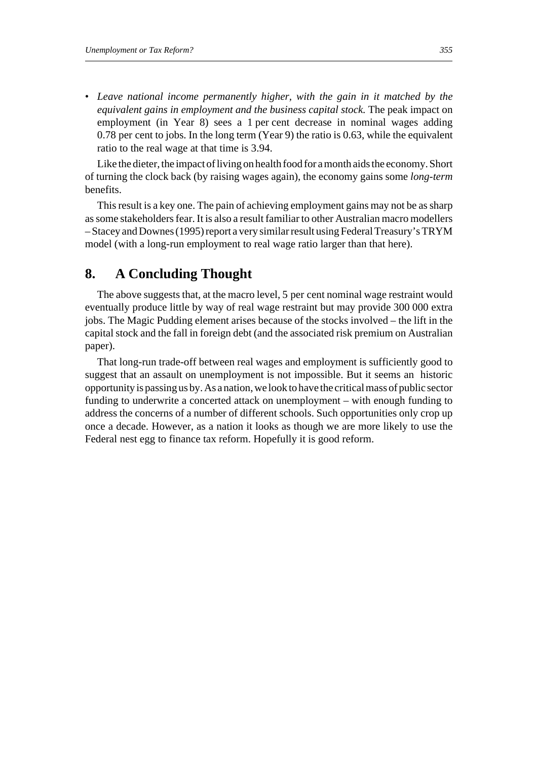- *Leave national income permanently higher, with the gain in it matched by the equivalent gains in employment and the business capital stock.* The peak impact on employment (in Year 8) sees a 1 per cent decrease in nominal wages adding 0.78 per cent to jobs. In the long term (Year 9) the ratio is 0.63, while the equivalent ratio to the real wage at that time is 3.94.

Like the dieter, the impact of living on health food for a month aids the economy. Short of turning the clock back (by raising wages again), the economy gains some *long-term* benefits.

This result is a key one. The pain of achieving employment gains may not be as sharp as some stakeholders fear. It is also a result familiar to other Australian macro modellers – Stacey and Downes (1995) report a very similar result using Federal Treasury's TRYM model (with a long-run employment to real wage ratio larger than that here).

## 8. A Concluding Thought

The above suggests that, at the macro level, 5 per cent nominal wage restraint would eventually produce little by way of real wage restraint but may provide 300 000 extra jobs. The Magic Pudding element arises because of the stocks involved – the lift in the capital stock and the fall in foreign debt (and the associated risk premium on Australian paper).

That long-run trade-off between real wages and employment is sufficiently good to suggest that an assault on unemployment is not impossible. But it seems an historic opportunity is passing us by. As a nation, we look to have the critical mass of public sector funding to underwrite a concerted attack on unemployment – with enough funding to address the concerns of a number of different schools. Such opportunities only crop up once a decade. However, as a nation it looks as though we are more likely to use the Federal nest egg to finance tax reform. Hopefully it is good reform.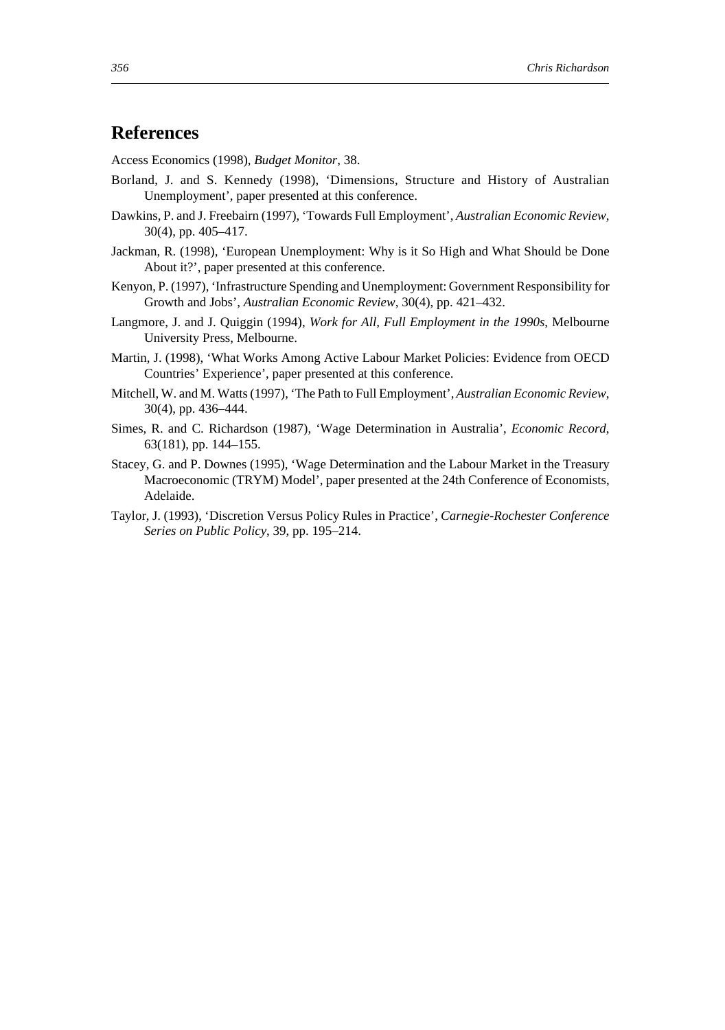## References

Access Economics (1998), *Budget Monitor*, 38.

Borland, J. and S. Kennedy (1998), 'Dimensions, Structure and History of Australian Unemployment', paper presented at this conference.

Dawkins, P. and J. Freebairn (1997), 'Towards Full Employment', *Australian Economic Review*, 30(4), pp. 405–417.

Jackman, R. (1998), 'European Unemployment: Why is it So High and What Should be Done About it?', paper presented at this conference.

Kenyon, P. (1997), 'Infrastructure Spending and Unemployment: Government Responsibility for Growth and Jobs', *Australian Economic Review*, 30(4), pp. 421–432.

Langmore, J. and J. Quiggin (1994), *Work for All, Full Employment in the 1990s*, Melbourne University Press, Melbourne.

Martin, J. (1998), 'What Works Among Active Labour Market Policies: Evidence from OECD Countries' Experience', paper presented at this conference.

Mitchell, W. and M. Watts (1997), 'The Path to Full Employment', *Australian Economic Review*, 30(4), pp. 436–444.

Simes, R. and C. Richardson (1987), 'Wage Determination in Australia', *Economic Record*, 63(181), pp. 144–155.

Stacey, G. and P. Downes (1995), 'Wage Determination and the Labour Market in the Treasury Macroeconomic (TRYM) Model', paper presented at the 24th Conference of Economists, Adelaide.

Taylor, J. (1993), 'Discretion Versus Policy Rules in Practice', *Carnegie-Rochester Conference Series on Public Policy*, 39, pp. 195–214.